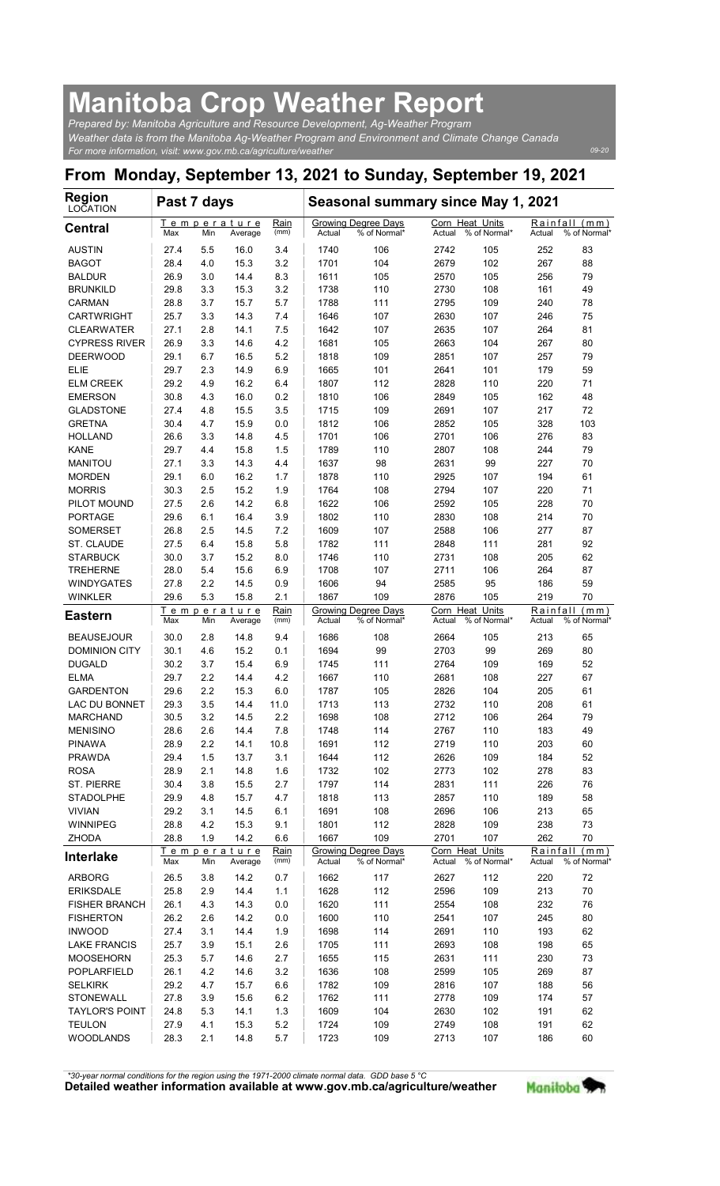# Manitoba Crop Weather Report

*Prepared by: Manitoba Agriculture and Resource Development, Ag-Weather Program*
*Weather data is from the Manitoba Ag-Weather Program and Environment and Climate Change Canada*
*For more information, visit: www.gov.mb.ca/agriculture/weather*

09-20

## From Monday, September 13, 2021 to Sunday, September 19, 2021

| Region LOCATION | Past 7 days | | | | Seasonal summary since May 1, 2021 | | | | | |
|---|---|---|---|---|---|---|---|---|---|---|
| | Temperature | | | Rain (mm) | Growing Degree Days | | Corn Heat Units | | Rainfall (mm) | |
| **Central** | Max | Min | Average | | Actual | % of Normal* | Actual | % of Normal* | Actual | % of Normal* |
| AUSTIN | 27.4 | 5.5 | 16.0 | 3.4 | 1740 | 106 | 2742 | 105 | 252 | 83 |
| BAGOT | 28.4 | 4.0 | 15.3 | 3.2 | 1701 | 104 | 2679 | 102 | 267 | 88 |
| BALDUR | 26.9 | 3.0 | 14.4 | 8.3 | 1611 | 105 | 2570 | 105 | 256 | 79 |
| BRUNKILD | 29.8 | 3.3 | 15.3 | 3.2 | 1738 | 110 | 2730 | 108 | 161 | 49 |
| CARMAN | 28.8 | 3.7 | 15.7 | 5.7 | 1788 | 111 | 2795 | 109 | 240 | 78 |
| CARTWRIGHT | 25.7 | 3.3 | 14.3 | 7.4 | 1646 | 107 | 2630 | 107 | 246 | 75 |
| CLEARWATER | 27.1 | 2.8 | 14.1 | 7.5 | 1642 | 107 | 2635 | 107 | 264 | 81 |
| CYPRESS RIVER | 26.9 | 3.3 | 14.6 | 4.2 | 1681 | 105 | 2663 | 104 | 267 | 80 |
| DEERWOOD | 29.1 | 6.7 | 16.5 | 5.2 | 1818 | 109 | 2851 | 107 | 257 | 79 |
| ELIE | 29.7 | 2.3 | 14.9 | 6.9 | 1665 | 101 | 2641 | 101 | 179 | 59 |
| ELM CREEK | 29.2 | 4.9 | 16.2 | 6.4 | 1807 | 112 | 2828 | 110 | 220 | 71 |
| EMERSON | 30.8 | 4.3 | 16.0 | 0.2 | 1810 | 106 | 2849 | 105 | 162 | 48 |
| GLADSTONE | 27.4 | 4.8 | 15.5 | 3.5 | 1715 | 109 | 2691 | 107 | 217 | 72 |
| GRETNA | 30.4 | 4.7 | 15.9 | 0.0 | 1812 | 106 | 2852 | 105 | 328 | 103 |
| HOLLAND | 26.6 | 3.3 | 14.8 | 4.5 | 1701 | 106 | 2701 | 106 | 276 | 83 |
| KANE | 29.7 | 4.4 | 15.8 | 1.5 | 1789 | 110 | 2807 | 108 | 244 | 79 |
| MANITOU | 27.1 | 3.3 | 14.3 | 4.4 | 1637 | 98 | 2631 | 99 | 227 | 70 |
| MORDEN | 29.1 | 6.0 | 16.2 | 1.7 | 1878 | 110 | 2925 | 107 | 194 | 61 |
| MORRIS | 30.3 | 2.5 | 15.2 | 1.9 | 1764 | 108 | 2794 | 107 | 220 | 71 |
| PILOT MOUND | 27.5 | 2.6 | 14.2 | 6.8 | 1622 | 106 | 2592 | 105 | 228 | 70 |
| PORTAGE | 29.6 | 6.1 | 16.4 | 3.9 | 1802 | 110 | 2830 | 108 | 214 | 70 |
| SOMERSET | 26.8 | 2.5 | 14.5 | 7.2 | 1609 | 107 | 2588 | 106 | 277 | 87 |
| ST. CLAUDE | 27.5 | 6.4 | 15.8 | 5.8 | 1782 | 111 | 2848 | 111 | 281 | 92 |
| STARBUCK | 30.0 | 3.7 | 15.2 | 8.0 | 1746 | 110 | 2731 | 108 | 205 | 62 |
| TREHERNE | 28.0 | 5.4 | 15.6 | 6.9 | 1708 | 107 | 2711 | 106 | 264 | 87 |
| WINDYGATES | 27.8 | 2.2 | 14.5 | 0.9 | 1606 | 94 | 2585 | 95 | 186 | 59 |
| WINKLER | 29.6 | 5.3 | 15.8 | 2.1 | 1867 | 109 | 2876 | 105 | 219 | 70 |
| **Eastern** | Max | Min | Average | Rain (mm) | Actual | % of Normal* | Actual | % of Normal* | Actual | % of Normal* |
| BEAUSEJOUR | 30.0 | 2.8 | 14.8 | 9.4 | 1686 | 108 | 2664 | 105 | 213 | 65 |
| DOMINION CITY | 30.1 | 4.6 | 15.2 | 0.1 | 1694 | 99 | 2703 | 99 | 269 | 80 |
| DUGALD | 30.2 | 3.7 | 15.4 | 6.9 | 1745 | 111 | 2764 | 109 | 169 | 52 |
| ELMA | 29.7 | 2.2 | 14.4 | 4.2 | 1667 | 110 | 2681 | 108 | 227 | 67 |
| GARDENTON | 29.6 | 2.2 | 15.3 | 6.0 | 1787 | 105 | 2826 | 104 | 205 | 61 |
| LAC DU BONNET | 29.3 | 3.5 | 14.4 | 11.0 | 1713 | 113 | 2732 | 110 | 208 | 61 |
| MARCHAND | 30.5 | 3.2 | 14.5 | 2.2 | 1698 | 108 | 2712 | 106 | 264 | 79 |
| MENISINO | 28.6 | 2.6 | 14.4 | 7.8 | 1748 | 114 | 2767 | 110 | 183 | 49 |
| PINAWA | 28.9 | 2.2 | 14.1 | 10.8 | 1691 | 112 | 2719 | 110 | 203 | 60 |
| PRAWDA | 29.4 | 1.5 | 13.7 | 3.1 | 1644 | 112 | 2626 | 109 | 184 | 52 |
| ROSA | 28.9 | 2.1 | 14.8 | 1.6 | 1732 | 102 | 2773 | 102 | 278 | 83 |
| ST. PIERRE | 30.4 | 3.8 | 15.5 | 2.7 | 1797 | 114 | 2831 | 111 | 226 | 76 |
| STADOLPHE | 29.9 | 4.8 | 15.7 | 4.7 | 1818 | 113 | 2857 | 110 | 189 | 58 |
| VIVIAN | 29.2 | 3.1 | 14.5 | 6.1 | 1691 | 108 | 2696 | 106 | 213 | 65 |
| WINNIPEG | 28.8 | 4.2 | 15.3 | 9.1 | 1801 | 112 | 2828 | 109 | 238 | 73 |
| ZHODA | 28.8 | 1.9 | 14.2 | 6.6 | 1667 | 109 | 2701 | 107 | 262 | 70 |
| **Interlake** | Max | Min | Average | Rain (mm) | Actual | % of Normal* | Actual | % of Normal* | Actual | % of Normal* |
| ARBORG | 26.5 | 3.8 | 14.2 | 0.7 | 1662 | 117 | 2627 | 112 | 220 | 72 |
| ERIKSDALE | 25.8 | 2.9 | 14.4 | 1.1 | 1628 | 112 | 2596 | 109 | 213 | 70 |
| FISHER BRANCH | 26.1 | 4.3 | 14.3 | 0.0 | 1620 | 111 | 2554 | 108 | 232 | 76 |
| FISHERTON | 26.2 | 2.6 | 14.2 | 0.0 | 1600 | 110 | 2541 | 107 | 245 | 80 |
| INWOOD | 27.4 | 3.1 | 14.4 | 1.9 | 1698 | 114 | 2691 | 110 | 193 | 62 |
| LAKE FRANCIS | 25.7 | 3.9 | 15.1 | 2.6 | 1705 | 111 | 2693 | 108 | 198 | 65 |
| MOOSEHORN | 25.3 | 5.7 | 14.6 | 2.7 | 1655 | 115 | 2631 | 111 | 230 | 73 |
| POPLARFIELD | 26.1 | 4.2 | 14.6 | 3.2 | 1636 | 108 | 2599 | 105 | 269 | 87 |
| SELKIRK | 29.2 | 4.7 | 15.7 | 6.6 | 1782 | 109 | 2816 | 107 | 188 | 56 |
| STONEWALL | 27.8 | 3.9 | 15.6 | 6.2 | 1762 | 111 | 2778 | 109 | 174 | 57 |
| TAYLOR'S POINT | 24.8 | 5.3 | 14.1 | 1.3 | 1609 | 104 | 2630 | 102 | 191 | 62 |
| TEULON | 27.9 | 4.1 | 15.3 | 5.2 | 1724 | 109 | 2749 | 108 | 191 | 62 |
| WOODLANDS | 28.3 | 2.1 | 14.8 | 5.7 | 1723 | 109 | 2713 | 107 | 186 | 60 |

*\*30-year normal conditions for the region using the 1971-2000 climate normal data. GDD base 5 °C*

**Detailed weather information available at www.gov.mb.ca/agriculture/weather**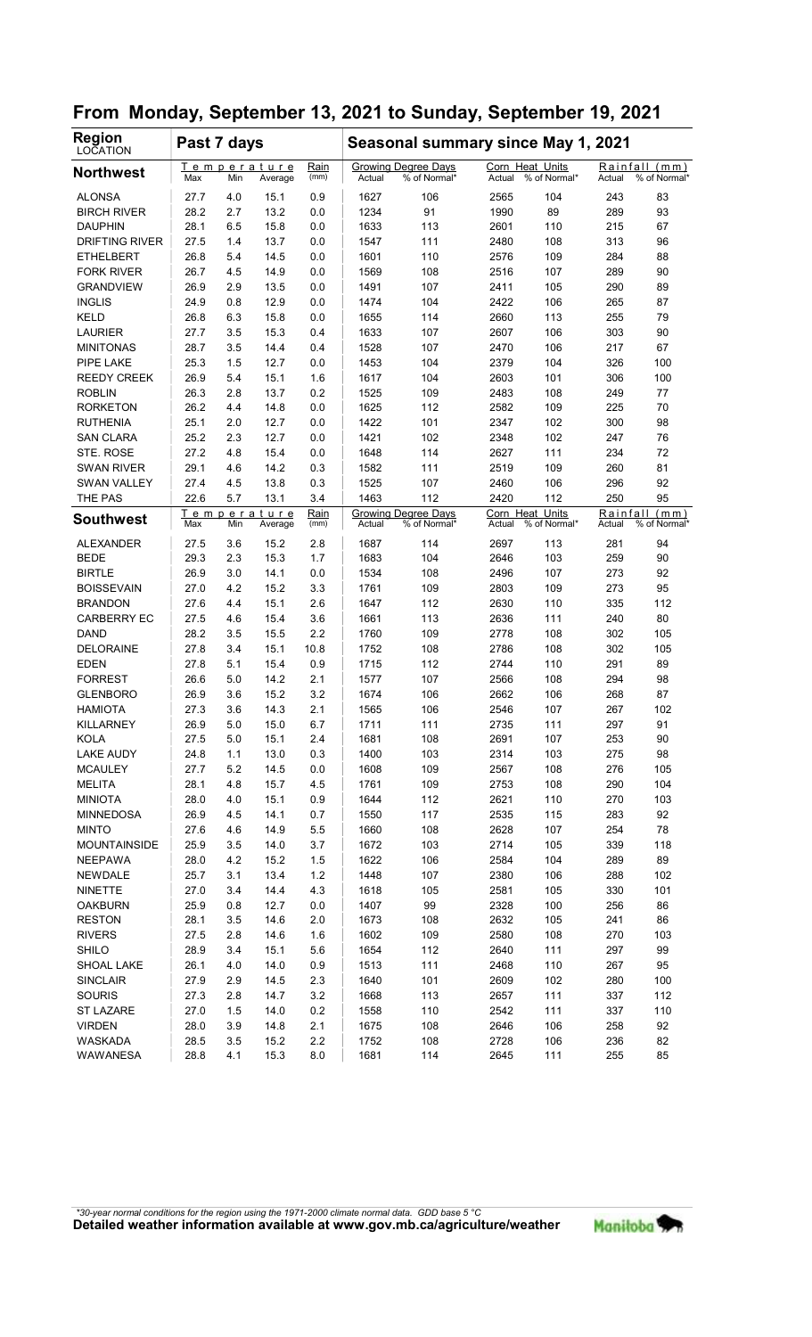# From Monday, September 13, 2021 to Sunday, September 19, 2021

| Region LOCATION | Past 7 days | | | | Seasonal summary since May 1, 2021 | | | | | |
|---|---|---|---|---|---|---|---|---|---|---|
| **Northwest** | Temperature Max | Temperature Min | Temperature Average | Rain (mm) | Growing Degree Days Actual | Growing Degree Days % of Normal* | Corn Heat Units Actual | Corn Heat Units % of Normal* | Rainfall (mm) Actual | Rainfall (mm) % of Normal* |
| ALONSA | 27.7 | 4.0 | 15.1 | 0.9 | 1627 | 106 | 2565 | 104 | 243 | 83 |
| BIRCH RIVER | 28.2 | 2.7 | 13.2 | 0.0 | 1234 | 91 | 1990 | 89 | 289 | 93 |
| DAUPHIN | 28.1 | 6.5 | 15.8 | 0.0 | 1633 | 113 | 2601 | 110 | 215 | 67 |
| DRIFTING RIVER | 27.5 | 1.4 | 13.7 | 0.0 | 1547 | 111 | 2480 | 108 | 313 | 96 |
| ETHELBERT | 26.8 | 5.4 | 14.5 | 0.0 | 1601 | 110 | 2576 | 109 | 284 | 88 |
| FORK RIVER | 26.7 | 4.5 | 14.9 | 0.0 | 1569 | 108 | 2516 | 107 | 289 | 90 |
| GRANDVIEW | 26.9 | 2.9 | 13.5 | 0.0 | 1491 | 107 | 2411 | 105 | 290 | 89 |
| INGLIS | 24.9 | 0.8 | 12.9 | 0.0 | 1474 | 104 | 2422 | 106 | 265 | 87 |
| KELD | 26.8 | 6.3 | 15.8 | 0.0 | 1655 | 114 | 2660 | 113 | 255 | 79 |
| LAURIER | 27.7 | 3.5 | 15.3 | 0.4 | 1633 | 107 | 2607 | 106 | 303 | 90 |
| MINITONAS | 28.7 | 3.5 | 14.4 | 0.4 | 1528 | 107 | 2470 | 106 | 217 | 67 |
| PIPE LAKE | 25.3 | 1.5 | 12.7 | 0.0 | 1453 | 104 | 2379 | 104 | 326 | 100 |
| REEDY CREEK | 26.9 | 5.4 | 15.1 | 1.6 | 1617 | 104 | 2603 | 101 | 306 | 100 |
| ROBLIN | 26.3 | 2.8 | 13.7 | 0.2 | 1525 | 109 | 2483 | 108 | 249 | 77 |
| RORKETON | 26.2 | 4.4 | 14.8 | 0.0 | 1625 | 112 | 2582 | 109 | 225 | 70 |
| RUTHENIA | 25.1 | 2.0 | 12.7 | 0.0 | 1422 | 101 | 2347 | 102 | 300 | 98 |
| SAN CLARA | 25.2 | 2.3 | 12.7 | 0.0 | 1421 | 102 | 2348 | 102 | 247 | 76 |
| STE. ROSE | 27.2 | 4.8 | 15.4 | 0.0 | 1648 | 114 | 2627 | 111 | 234 | 72 |
| SWAN RIVER | 29.1 | 4.6 | 14.2 | 0.3 | 1582 | 111 | 2519 | 109 | 260 | 81 |
| SWAN VALLEY | 27.4 | 4.5 | 13.8 | 0.3 | 1525 | 107 | 2460 | 106 | 296 | 92 |
| THE PAS | 22.6 | 5.7 | 13.1 | 3.4 | 1463 | 112 | 2420 | 112 | 250 | 95 |
| **Southwest** | Temperature Max | Temperature Min | Temperature Average | Rain (mm) | Growing Degree Days Actual | Growing Degree Days % of Normal* | Corn Heat Units Actual | Corn Heat Units % of Normal* | Rainfall (mm) Actual | Rainfall (mm) % of Normal* |
| ALEXANDER | 27.5 | 3.6 | 15.2 | 2.8 | 1687 | 114 | 2697 | 113 | 281 | 94 |
| BEDE | 29.3 | 2.3 | 15.3 | 1.7 | 1683 | 104 | 2646 | 103 | 259 | 90 |
| BIRTLE | 26.9 | 3.0 | 14.1 | 0.0 | 1534 | 108 | 2496 | 107 | 273 | 92 |
| BOISSEVAIN | 27.0 | 4.2 | 15.2 | 3.3 | 1761 | 109 | 2803 | 109 | 273 | 95 |
| BRANDON | 27.6 | 4.4 | 15.1 | 2.6 | 1647 | 112 | 2630 | 110 | 335 | 112 |
| CARBERRY EC | 27.5 | 4.6 | 15.4 | 3.6 | 1661 | 113 | 2636 | 111 | 240 | 80 |
| DAND | 28.2 | 3.5 | 15.5 | 2.2 | 1760 | 109 | 2778 | 108 | 302 | 105 |
| DELORAINE | 27.8 | 3.4 | 15.1 | 10.8 | 1752 | 108 | 2786 | 108 | 302 | 105 |
| EDEN | 27.8 | 5.1 | 15.4 | 0.9 | 1715 | 112 | 2744 | 110 | 291 | 89 |
| FORREST | 26.6 | 5.0 | 14.2 | 2.1 | 1577 | 107 | 2566 | 108 | 294 | 98 |
| GLENBORO | 26.9 | 3.6 | 15.2 | 3.2 | 1674 | 106 | 2662 | 106 | 268 | 87 |
| HAMIOTA | 27.3 | 3.6 | 14.3 | 2.1 | 1565 | 106 | 2546 | 107 | 267 | 102 |
| KILLARNEY | 26.9 | 5.0 | 15.0 | 6.7 | 1711 | 111 | 2735 | 111 | 297 | 91 |
| KOLA | 27.5 | 5.0 | 15.1 | 2.4 | 1681 | 108 | 2691 | 107 | 253 | 90 |
| LAKE AUDY | 24.8 | 1.1 | 13.0 | 0.3 | 1400 | 103 | 2314 | 103 | 275 | 98 |
| MCAULEY | 27.7 | 5.2 | 14.5 | 0.0 | 1608 | 109 | 2567 | 108 | 276 | 105 |
| MELITA | 28.1 | 4.8 | 15.7 | 4.5 | 1761 | 109 | 2753 | 108 | 290 | 104 |
| MINIOTA | 28.0 | 4.0 | 15.1 | 0.9 | 1644 | 112 | 2621 | 110 | 270 | 103 |
| MINNEDOSA | 26.9 | 4.5 | 14.1 | 0.7 | 1550 | 117 | 2535 | 115 | 283 | 92 |
| MINTO | 27.6 | 4.6 | 14.9 | 5.5 | 1660 | 108 | 2628 | 107 | 254 | 78 |
| MOUNTAINSIDE | 25.9 | 3.5 | 14.0 | 3.7 | 1672 | 103 | 2714 | 105 | 339 | 118 |
| NEEPAWA | 28.0 | 4.2 | 15.2 | 1.5 | 1622 | 106 | 2584 | 104 | 289 | 89 |
| NEWDALE | 25.7 | 3.1 | 13.4 | 1.2 | 1448 | 107 | 2380 | 106 | 288 | 102 |
| NINETTE | 27.0 | 3.4 | 14.4 | 4.3 | 1618 | 105 | 2581 | 105 | 330 | 101 |
| OAKBURN | 25.9 | 0.8 | 12.7 | 0.0 | 1407 | 99 | 2328 | 100 | 256 | 86 |
| RESTON | 28.1 | 3.5 | 14.6 | 2.0 | 1673 | 108 | 2632 | 105 | 241 | 86 |
| RIVERS | 27.5 | 2.8 | 14.6 | 1.6 | 1602 | 109 | 2580 | 108 | 270 | 103 |
| SHILO | 28.9 | 3.4 | 15.1 | 5.6 | 1654 | 112 | 2640 | 111 | 297 | 99 |
| SHOAL LAKE | 26.1 | 4.0 | 14.0 | 0.9 | 1513 | 111 | 2468 | 110 | 267 | 95 |
| SINCLAIR | 27.9 | 2.9 | 14.5 | 2.3 | 1640 | 101 | 2609 | 102 | 280 | 100 |
| SOURIS | 27.3 | 2.8 | 14.7 | 3.2 | 1668 | 113 | 2657 | 111 | 337 | 112 |
| ST LAZARE | 27.0 | 1.5 | 14.0 | 0.2 | 1558 | 110 | 2542 | 111 | 337 | 110 |
| VIRDEN | 28.0 | 3.9 | 14.8 | 2.1 | 1675 | 108 | 2646 | 106 | 258 | 92 |
| WASKADA | 28.5 | 3.5 | 15.2 | 2.2 | 1752 | 108 | 2728 | 106 | 236 | 82 |
| WAWANESA | 28.8 | 4.1 | 15.3 | 8.0 | 1681 | 114 | 2645 | 111 | 255 | 85 |

*\*30-year normal conditions for the region using the 1971-2000 climate normal data. GDD base 5 °C*

**Detailed weather information available at www.gov.mb.ca/agriculture/weather**